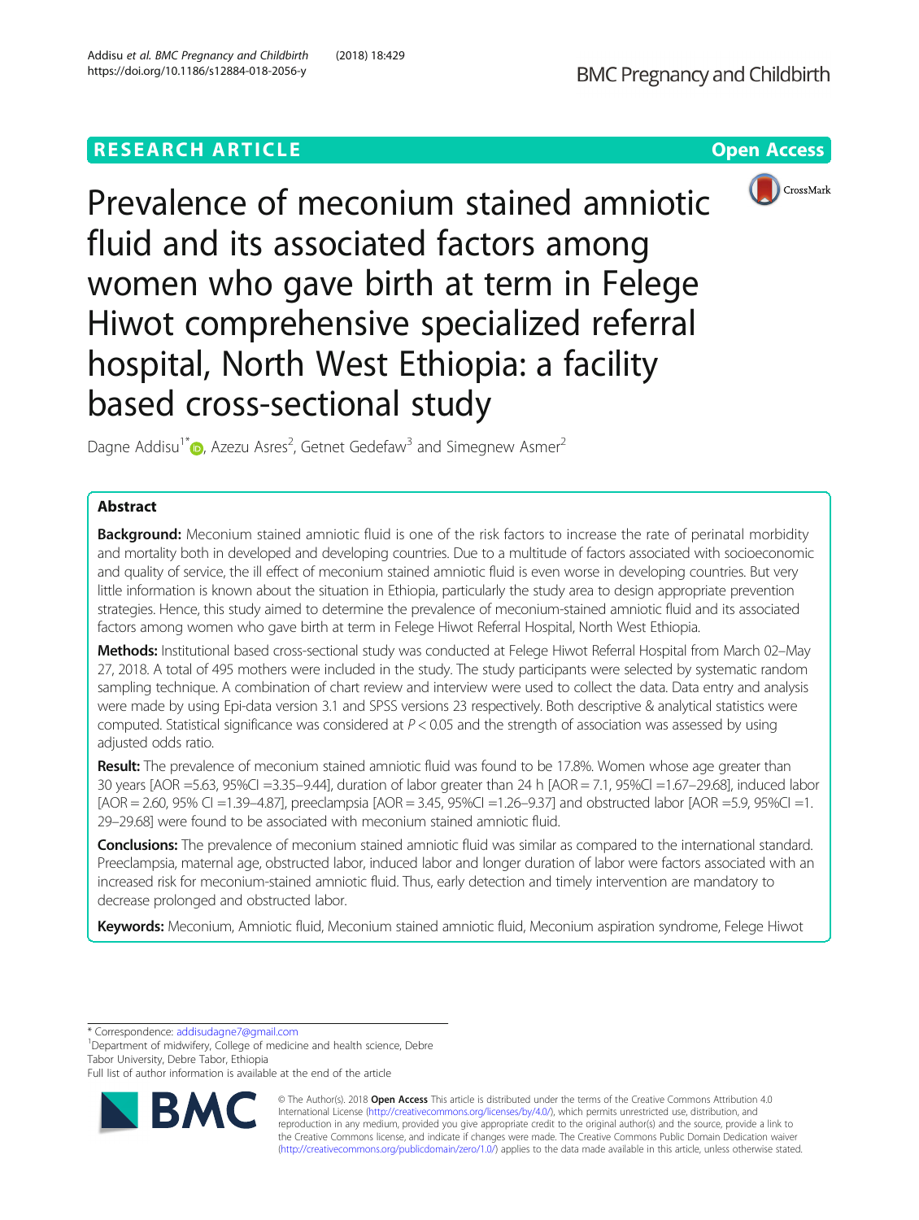RESEARCH ARTICLE Open Access

# Prevalence of meconium stained amniotic fluid and its associated factors among women who gave birth at term in Felege Hiwot comprehensive specialized referral hospital, North West Ethiopia: a facility based cross-sectional study

Dagne Addisu[1*], Azezu Asres[2], Getnet Gedefaw[3] and Simegnew Asmer[2]

## Abstract

**Background:** Meconium stained amniotic fluid is one of the risk factors to increase the rate of perinatal morbidity and mortality both in developed and developing countries. Due to a multitude of factors associated with socioeconomic and quality of service, the ill effect of meconium stained amniotic fluid is even worse in developing countries. But very little information is known about the situation in Ethiopia, particularly the study area to design appropriate prevention strategies. Hence, this study aimed to determine the prevalence of meconium-stained amniotic fluid and its associated factors among women who gave birth at term in Felege Hiwot Referral Hospital, North West Ethiopia.

**Methods:** Institutional based cross-sectional study was conducted at Felege Hiwot Referral Hospital from March 02–May 27, 2018. A total of 495 mothers were included in the study. The study participants were selected by systematic random sampling technique. A combination of chart review and interview were used to collect the data. Data entry and analysis were made by using Epi-data version 3.1 and SPSS versions 23 respectively. Both descriptive & analytical statistics were computed. Statistical significance was considered at $P < 0.05$ and the strength of association was assessed by using adjusted odds ratio.

**Result:** The prevalence of meconium stained amniotic fluid was found to be 17.8%. Women whose age greater than 30 years [AOR =5.63, 95%CI =3.35–9.44], duration of labor greater than 24 h [AOR = 7.1, 95%CI =1.67–29.68], induced labor [AOR = 2.60, 95% CI =1.39–4.87], preeclampsia [AOR = 3.45, 95%CI =1.26–9.37] and obstructed labor [AOR =5.9, 95%CI =1. 29–29.68] were found to be associated with meconium stained amniotic fluid.

**Conclusions:** The prevalence of meconium stained amniotic fluid was similar as compared to the international standard. Preeclampsia, maternal age, obstructed labor, induced labor and longer duration of labor were factors associated with an increased risk for meconium-stained amniotic fluid. Thus, early detection and timely intervention are mandatory to decrease prolonged and obstructed labor.

**Keywords:** Meconium, Amniotic fluid, Meconium stained amniotic fluid, Meconium aspiration syndrome, Felege Hiwot

---

* Correspondence: addisudagne7@gmail.com
[1]Department of midwifery, College of medicine and health science, Debre Tabor University, Debre Tabor, Ethiopia
Full list of author information is available at the end of the article

© The Author(s). 2018 **Open Access** This article is distributed under the terms of the Creative Commons Attribution 4.0 International License (http://creativecommons.org/licenses/by/4.0/), which permits unrestricted use, distribution, and reproduction in any medium, provided you give appropriate credit to the original author(s) and the source, provide a link to the Creative Commons license, and indicate if changes were made. The Creative Commons Public Domain Dedication waiver (http://creativecommons.org/publicdomain/zero/1.0/) applies to the data made available in this article, unless otherwise stated.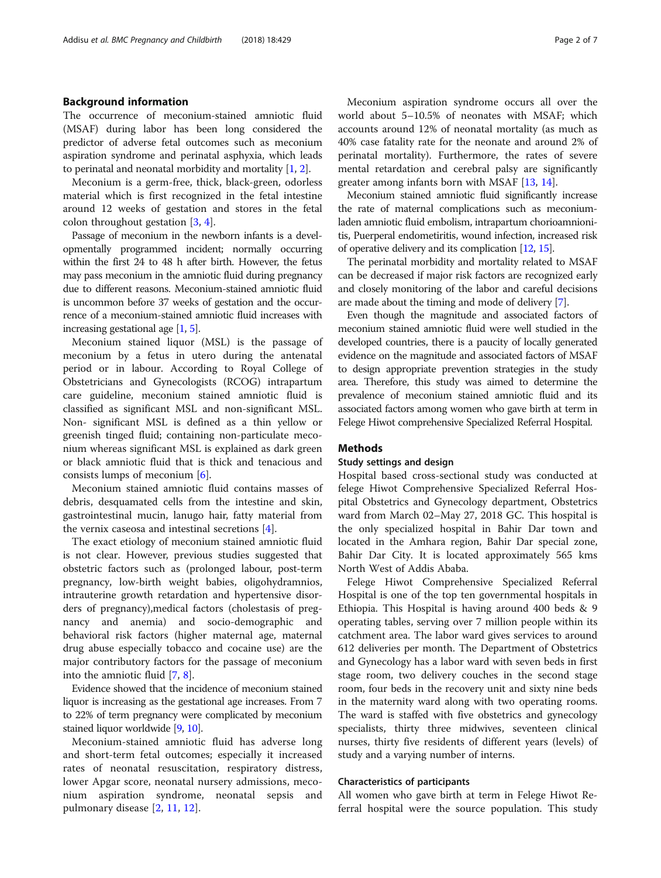## Background information

The occurrence of meconium-stained amniotic fluid (MSAF) during labor has been long considered the predictor of adverse fetal outcomes such as meconium aspiration syndrome and perinatal asphyxia, which leads to perinatal and neonatal morbidity and mortality [1, 2].

Meconium is a germ-free, thick, black-green, odorless material which is first recognized in the fetal intestine around 12 weeks of gestation and stores in the fetal colon throughout gestation [3, 4].

Passage of meconium in the newborn infants is a developmentally programmed incident; normally occurring within the first 24 to 48 h after birth. However, the fetus may pass meconium in the amniotic fluid during pregnancy due to different reasons. Meconium-stained amniotic fluid is uncommon before 37 weeks of gestation and the occurrence of a meconium-stained amniotic fluid increases with increasing gestational age [1, 5].

Meconium stained liquor (MSL) is the passage of meconium by a fetus in utero during the antenatal period or in labour. According to Royal College of Obstetricians and Gynecologists (RCOG) intrapartum care guideline, meconium stained amniotic fluid is classified as significant MSL and non-significant MSL. Non- significant MSL is defined as a thin yellow or greenish tinged fluid; containing non-particulate meconium whereas significant MSL is explained as dark green or black amniotic fluid that is thick and tenacious and consists lumps of meconium [6].

Meconium stained amniotic fluid contains masses of debris, desquamated cells from the intestine and skin, gastrointestinal mucin, lanugo hair, fatty material from the vernix caseosa and intestinal secretions [4].

The exact etiology of meconium stained amniotic fluid is not clear. However, previous studies suggested that obstetric factors such as (prolonged labour, post-term pregnancy, low-birth weight babies, oligohydramnios, intrauterine growth retardation and hypertensive disorders of pregnancy),medical factors (cholestasis of pregnancy and anemia) and socio-demographic and behavioral risk factors (higher maternal age, maternal drug abuse especially tobacco and cocaine use) are the major contributory factors for the passage of meconium into the amniotic fluid [7, 8].

Evidence showed that the incidence of meconium stained liquor is increasing as the gestational age increases. From 7 to 22% of term pregnancy were complicated by meconium stained liquor worldwide [9, 10].

Meconium-stained amniotic fluid has adverse long and short-term fetal outcomes; especially it increased rates of neonatal resuscitation, respiratory distress, lower Apgar score, neonatal nursery admissions, meconium aspiration syndrome, neonatal sepsis and pulmonary disease [2, 11, 12].

Meconium aspiration syndrome occurs all over the world about 5–10.5% of neonates with MSAF; which accounts around 12% of neonatal mortality (as much as 40% case fatality rate for the neonate and around 2% of perinatal mortality). Furthermore, the rates of severe mental retardation and cerebral palsy are significantly greater among infants born with MSAF [13, 14].

Meconium stained amniotic fluid significantly increase the rate of maternal complications such as meconium-laden amniotic fluid embolism, intrapartum chorioamnionitis, Puerperal endometiritis, wound infection, increased risk of operative delivery and its complication [12, 15].

The perinatal morbidity and mortality related to MSAF can be decreased if major risk factors are recognized early and closely monitoring of the labor and careful decisions are made about the timing and mode of delivery [7].

Even though the magnitude and associated factors of meconium stained amniotic fluid were well studied in the developed countries, there is a paucity of locally generated evidence on the magnitude and associated factors of MSAF to design appropriate prevention strategies in the study area. Therefore, this study was aimed to determine the prevalence of meconium stained amniotic fluid and its associated factors among women who gave birth at term in Felege Hiwot comprehensive Specialized Referral Hospital.

## Methods

### Study settings and design

Hospital based cross-sectional study was conducted at felege Hiwot Comprehensive Specialized Referral Hospital Obstetrics and Gynecology department, Obstetrics ward from March 02–May 27, 2018 GC. This hospital is the only specialized hospital in Bahir Dar town and located in the Amhara region, Bahir Dar special zone, Bahir Dar City. It is located approximately 565 kms North West of Addis Ababa.

Felege Hiwot Comprehensive Specialized Referral Hospital is one of the top ten governmental hospitals in Ethiopia. This Hospital is having around 400 beds & 9 operating tables, serving over 7 million people within its catchment area. The labor ward gives services to around 612 deliveries per month. The Department of Obstetrics and Gynecology has a labor ward with seven beds in first stage room, two delivery couches in the second stage room, four beds in the recovery unit and sixty nine beds in the maternity ward along with two operating rooms. The ward is staffed with five obstetrics and gynecology specialists, thirty three midwives, seventeen clinical nurses, thirty five residents of different years (levels) of study and a varying number of interns.

### Characteristics of participants

All women who gave birth at term in Felege Hiwot Referral hospital were the source population. This study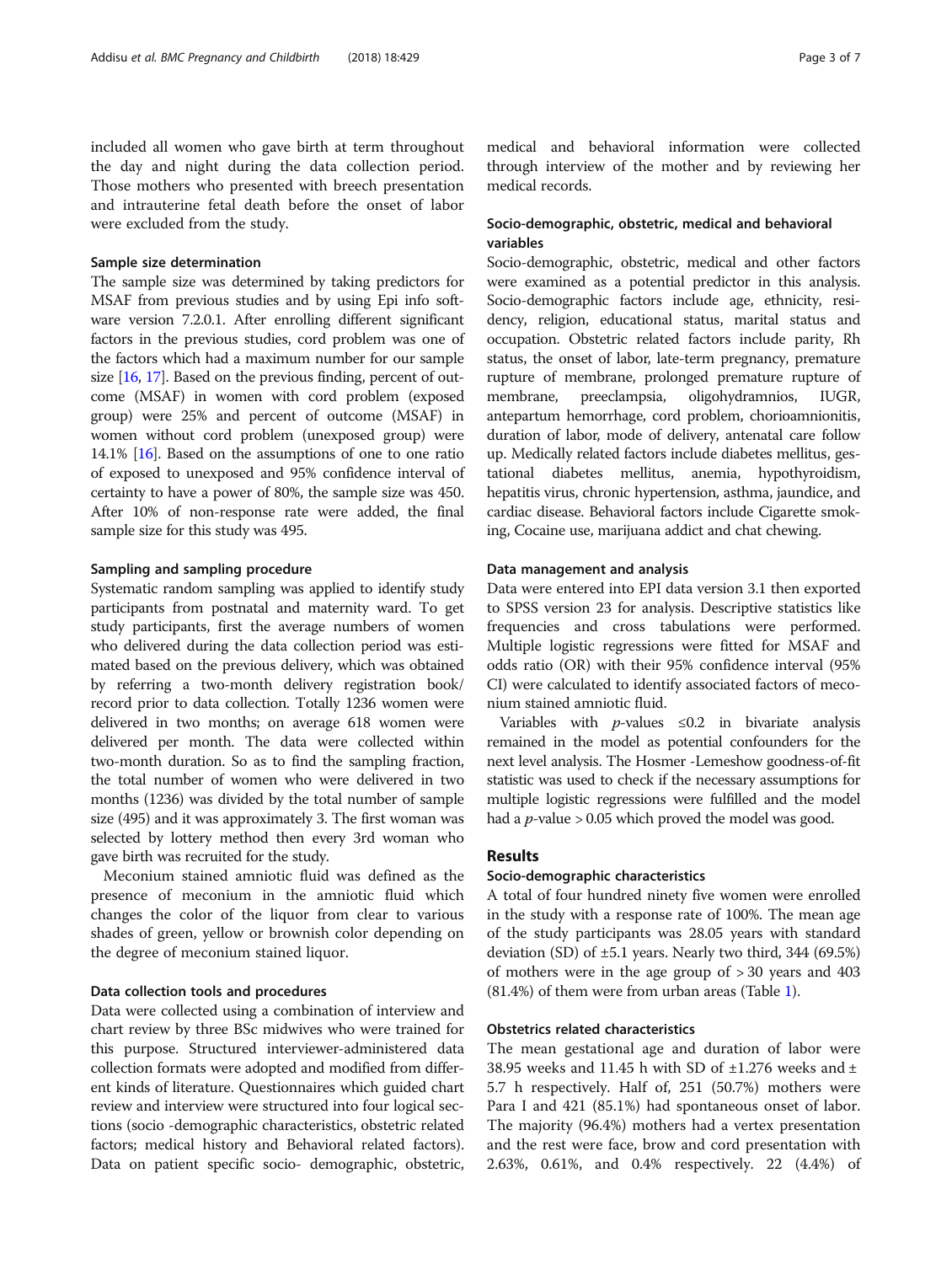included all women who gave birth at term throughout the day and night during the data collection period. Those mothers who presented with breech presentation and intrauterine fetal death before the onset of labor were excluded from the study.

### Sample size determination

The sample size was determined by taking predictors for MSAF from previous studies and by using Epi info software version 7.2.0.1. After enrolling different significant factors in the previous studies, cord problem was one of the factors which had a maximum number for our sample size [16, 17]. Based on the previous finding, percent of outcome (MSAF) in women with cord problem (exposed group) were 25% and percent of outcome (MSAF) in women without cord problem (unexposed group) were 14.1% [16]. Based on the assumptions of one to one ratio of exposed to unexposed and 95% confidence interval of certainty to have a power of 80%, the sample size was 450. After 10% of non-response rate were added, the final sample size for this study was 495.

### Sampling and sampling procedure

Systematic random sampling was applied to identify study participants from postnatal and maternity ward. To get study participants, first the average numbers of women who delivered during the data collection period was estimated based on the previous delivery, which was obtained by referring a two-month delivery registration book/ record prior to data collection. Totally 1236 women were delivered in two months; on average 618 women were delivered per month. The data were collected within two-month duration. So as to find the sampling fraction, the total number of women who were delivered in two months (1236) was divided by the total number of sample size (495) and it was approximately 3. The first woman was selected by lottery method then every 3rd woman who gave birth was recruited for the study.

Meconium stained amniotic fluid was defined as the presence of meconium in the amniotic fluid which changes the color of the liquor from clear to various shades of green, yellow or brownish color depending on the degree of meconium stained liquor.

### Data collection tools and procedures

Data were collected using a combination of interview and chart review by three BSc midwives who were trained for this purpose. Structured interviewer-administered data collection formats were adopted and modified from different kinds of literature. Questionnaires which guided chart review and interview were structured into four logical sections (socio -demographic characteristics, obstetric related factors; medical history and Behavioral related factors). Data on patient specific socio- demographic, obstetric, medical and behavioral information were collected through interview of the mother and by reviewing her medical records.

### Socio-demographic, obstetric, medical and behavioral variables

Socio-demographic, obstetric, medical and other factors were examined as a potential predictor in this analysis. Socio-demographic factors include age, ethnicity, residency, religion, educational status, marital status and occupation. Obstetric related factors include parity, Rh status, the onset of labor, late-term pregnancy, premature rupture of membrane, prolonged premature rupture of membrane, preeclampsia, oligohydramnios, IUGR, antepartum hemorrhage, cord problem, chorioamnionitis, duration of labor, mode of delivery, antenatal care follow up. Medically related factors include diabetes mellitus, gestational diabetes mellitus, anemia, hypothyroidism, hepatitis virus, chronic hypertension, asthma, jaundice, and cardiac disease. Behavioral factors include Cigarette smoking, Cocaine use, marijuana addict and chat chewing.

### Data management and analysis

Data were entered into EPI data version 3.1 then exported to SPSS version 23 for analysis. Descriptive statistics like frequencies and cross tabulations were performed. Multiple logistic regressions were fitted for MSAF and odds ratio (OR) with their 95% confidence interval (95% CI) were calculated to identify associated factors of meconium stained amniotic fluid.

Variables with $p$-values $\leq 0.2$ in bivariate analysis remained in the model as potential confounders for the next level analysis. The Hosmer -Lemeshow goodness-of-fit statistic was used to check if the necessary assumptions for multiple logistic regressions were fulfilled and the model had a $p$-value $> 0.05$ which proved the model was good.

## Results

### Socio-demographic characteristics

A total of four hundred ninety five women were enrolled in the study with a response rate of 100%. The mean age of the study participants was 28.05 years with standard deviation (SD) of ±5.1 years. Nearly two third, 344 (69.5%) of mothers were in the age group of > 30 years and 403 (81.4%) of them were from urban areas (Table 1).

### Obstetrics related characteristics

The mean gestational age and duration of labor were 38.95 weeks and 11.45 h with SD of ±1.276 weeks and ± 5.7 h respectively. Half of, 251 (50.7%) mothers were Para I and 421 (85.1%) had spontaneous onset of labor. The majority (96.4%) mothers had a vertex presentation and the rest were face, brow and cord presentation with 2.63%, 0.61%, and 0.4% respectively. 22 (4.4%) of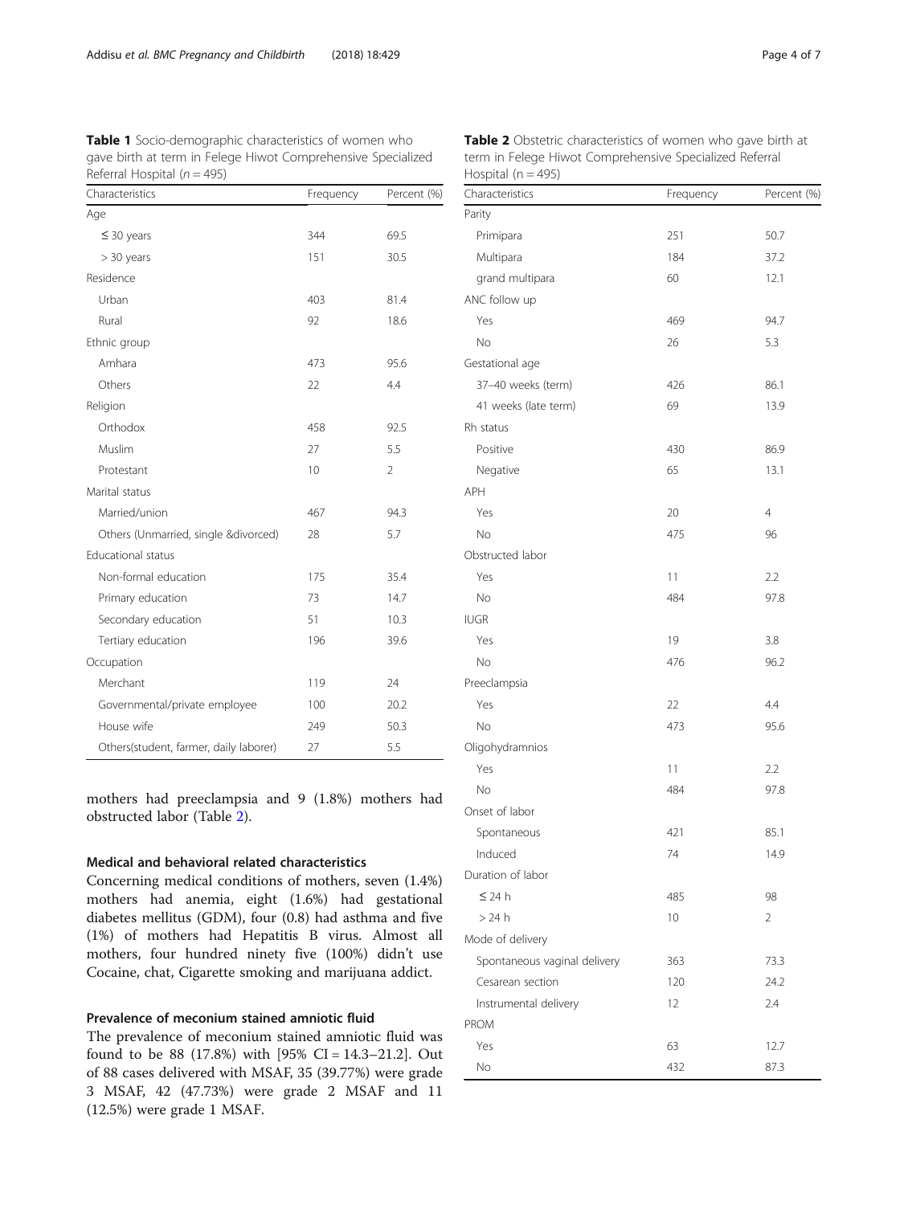**Table 1** Socio-demographic characteristics of women who gave birth at term in Felege Hiwot Comprehensive Specialized Referral Hospital (n = 495)

| Characteristics | Frequency | Percent (%) |
|---|---|---|
| Age | | |
| ≤ 30 years | 344 | 69.5 |
| > 30 years | 151 | 30.5 |
| Residence | | |
| Urban | 403 | 81.4 |
| Rural | 92 | 18.6 |
| Ethnic group | | |
| Amhara | 473 | 95.6 |
| Others | 22 | 4.4 |
| Religion | | |
| Orthodox | 458 | 92.5 |
| Muslim | 27 | 5.5 |
| Protestant | 10 | 2 |
| Marital status | | |
| Married/union | 467 | 94.3 |
| Others (Unmarried, single &divorced) | 28 | 5.7 |
| Educational status | | |
| Non-formal education | 175 | 35.4 |
| Primary education | 73 | 14.7 |
| Secondary education | 51 | 10.3 |
| Tertiary education | 196 | 39.6 |
| Occupation | | |
| Merchant | 119 | 24 |
| Governmental/private employee | 100 | 20.2 |
| House wife | 249 | 50.3 |
| Others(student, farmer, daily laborer) | 27 | 5.5 |

mothers had preeclampsia and 9 (1.8%) mothers had obstructed labor (Table 2).

## Medical and behavioral related characteristics

Concerning medical conditions of mothers, seven (1.4%) mothers had anemia, eight (1.6%) had gestational diabetes mellitus (GDM), four (0.8) had asthma and five (1%) of mothers had Hepatitis B virus. Almost all mothers, four hundred ninety five (100%) didn't use Cocaine, chat, Cigarette smoking and marijuana addict.

## Prevalence of meconium stained amniotic fluid

The prevalence of meconium stained amniotic fluid was found to be 88 (17.8%) with [95% CI = 14.3–21.2]. Out of 88 cases delivered with MSAF, 35 (39.77%) were grade 3 MSAF, 42 (47.73%) were grade 2 MSAF and 11 (12.5%) were grade 1 MSAF.

**Table 2** Obstetric characteristics of women who gave birth at term in Felege Hiwot Comprehensive Specialized Referral Hospital (n = 495)

| Characteristics | Frequency | Percent (%) |
|---|---|---|
| Parity | | |
| Primipara | 251 | 50.7 |
| Multipara | 184 | 37.2 |
| grand multipara | 60 | 12.1 |
| ANC follow up | | |
| Yes | 469 | 94.7 |
| No | 26 | 5.3 |
| Gestational age | | |
| 37–40 weeks (term) | 426 | 86.1 |
| 41 weeks (late term) | 69 | 13.9 |
| Rh status | | |
| Positive | 430 | 86.9 |
| Negative | 65 | 13.1 |
| APH | | |
| Yes | 20 | 4 |
| No | 475 | 96 |
| Obstructed labor | | |
| Yes | 11 | 2.2 |
| No | 484 | 97.8 |
| IUGR | | |
| Yes | 19 | 3.8 |
| No | 476 | 96.2 |
| Preeclampsia | | |
| Yes | 22 | 4.4 |
| No | 473 | 95.6 |
| Oligohydramnios | | |
| Yes | 11 | 2.2 |
| No | 484 | 97.8 |
| Onset of labor | | |
| Spontaneous | 421 | 85.1 |
| Induced | 74 | 14.9 |
| Duration of labor | | |
| ≤ 24 h | 485 | 98 |
| > 24 h | 10 | 2 |
| Mode of delivery | | |
| Spontaneous vaginal delivery | 363 | 73.3 |
| Cesarean section | 120 | 24.2 |
| Instrumental delivery | 12 | 2.4 |
| PROM | | |
| Yes | 63 | 12.7 |
| No | 432 | 87.3 |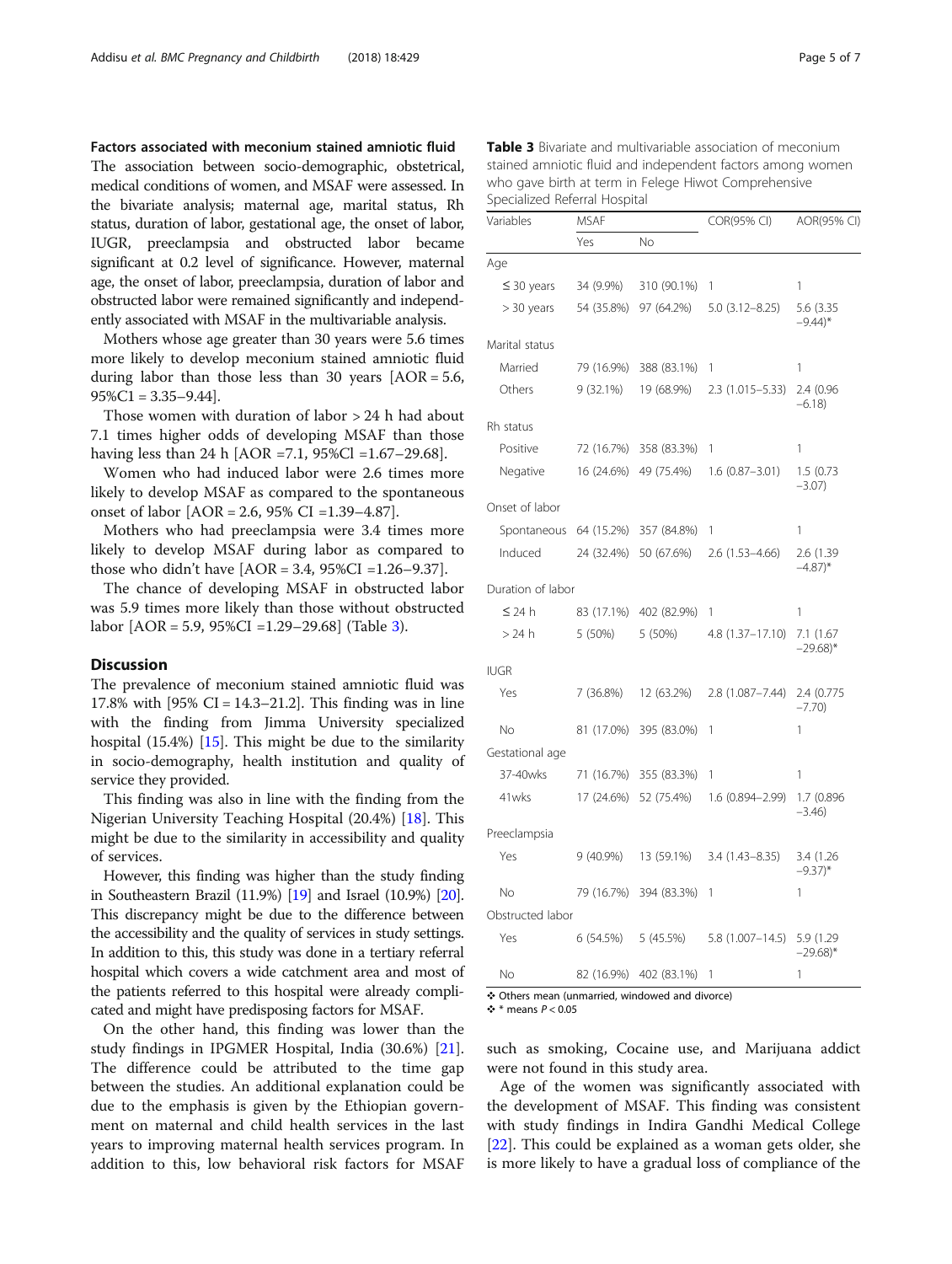### Factors associated with meconium stained amniotic fluid

The association between socio-demographic, obstetrical, medical conditions of women, and MSAF were assessed. In the bivariate analysis; maternal age, marital status, Rh status, duration of labor, gestational age, the onset of labor, IUGR, preeclampsia and obstructed labor became significant at 0.2 level of significance. However, maternal age, the onset of labor, preeclampsia, duration of labor and obstructed labor were remained significantly and independently associated with MSAF in the multivariable analysis.

Mothers whose age greater than 30 years were 5.6 times more likely to develop meconium stained amniotic fluid during labor than those less than 30 years [AOR = 5.6, 95%C1 = 3.35–9.44].

Those women with duration of labor > 24 h had about 7.1 times higher odds of developing MSAF than those having less than 24 h [AOR =7.1, 95%Cl =1.67–29.68].

Women who had induced labor were 2.6 times more likely to develop MSAF as compared to the spontaneous onset of labor [AOR = 2.6, 95% CI =1.39–4.87].

Mothers who had preeclampsia were 3.4 times more likely to develop MSAF during labor as compared to those who didn't have [AOR = 3.4, 95%CI =1.26–9.37].

The chance of developing MSAF in obstructed labor was 5.9 times more likely than those without obstructed labor [AOR = 5.9, 95%CI =1.29–29.68] (Table 3).

**Table 3** Bivariate and multivariable association of meconium stained amniotic fluid and independent factors among women who gave birth at term in Felege Hiwot Comprehensive Specialized Referral Hospital

| Variables | MSAF | | COR(95% CI) | AOR(95% CI) |
|---|---|---|---|---|
| | Yes | No | | |
| Age | | | | |
| ≤ 30 years | 34 (9.9%) | 310 (90.1%) | 1 | 1 |
| > 30 years | 54 (35.8%) | 97 (64.2%) | 5.0 (3.12–8.25) | 5.6 (3.35 −9.44)* |
| Marital status | | | | |
| Married | 79 (16.9%) | 388 (83.1%) | 1 | 1 |
| Others | 9 (32.1%) | 19 (68.9%) | 2.3 (1.015–5.33) | 2.4 (0.96 −6.18) |
| Rh status | | | | |
| Positive | 72 (16.7%) | 358 (83.3%) | 1 | 1 |
| Negative | 16 (24.6%) | 49 (75.4%) | 1.6 (0.87–3.01) | 1.5 (0.73 −3.07) |
| Onset of labor | | | | |
| Spontaneous | 64 (15.2%) | 357 (84.8%) | 1 | 1 |
| Induced | 24 (32.4%) | 50 (67.6%) | 2.6 (1.53–4.66) | 2.6 (1.39 −4.87)* |
| Duration of labor | | | | |
| ≤ 24 h | 83 (17.1%) | 402 (82.9%) | 1 | 1 |
| > 24 h | 5 (50%) | 5 (50%) | 4.8 (1.37–17.10) | 7.1 (1.67 −29.68)* |
| IUGR | | | | |
| Yes | 7 (36.8%) | 12 (63.2%) | 2.8 (1.087–7.44) | 2.4 (0.775 −7.70) |
| No | 81 (17.0%) | 395 (83.0%) | 1 | 1 |
| Gestational age | | | | |
| 37-40wks | 71 (16.7%) | 355 (83.3%) | 1 | 1 |
| 41wks | 17 (24.6%) | 52 (75.4%) | 1.6 (0.894–2.99) | 1.7 (0.896 −3.46) |
| Preeclampsia | | | | |
| Yes | 9 (40.9%) | 13 (59.1%) | 3.4 (1.43–8.35) | 3.4 (1.26 −9.37)* |
| No | 79 (16.7%) | 394 (83.3%) | 1 | 1 |
| Obstructed labor | | | | |
| Yes | 6 (54.5%) | 5 (45.5%) | 5.8 (1.007–14.5) | 5.9 (1.29 −29.68)* |
| No | 82 (16.9%) | 402 (83.1%) | 1 | 1 |

❖ Others mean (unmarried, windowed and divorce)
❖ * means $P < 0.05$

## Discussion

The prevalence of meconium stained amniotic fluid was 17.8% with [95% CI = 14.3–21.2]. This finding was in line with the finding from Jimma University specialized hospital (15.4%) [15]. This might be due to the similarity in socio-demography, health institution and quality of service they provided.

This finding was also in line with the finding from the Nigerian University Teaching Hospital (20.4%) [18]. This might be due to the similarity in accessibility and quality of services.

However, this finding was higher than the study finding in Southeastern Brazil (11.9%) [19] and Israel (10.9%) [20]. This discrepancy might be due to the difference between the accessibility and the quality of services in study settings. In addition to this, this study was done in a tertiary referral hospital which covers a wide catchment area and most of the patients referred to this hospital were already complicated and might have predisposing factors for MSAF.

On the other hand, this finding was lower than the study findings in IPGMER Hospital, India (30.6%) [21]. The difference could be attributed to the time gap between the studies. An additional explanation could be due to the emphasis is given by the Ethiopian government on maternal and child health services in the last years to improving maternal health services program. In addition to this, low behavioral risk factors for MSAF such as smoking, Cocaine use, and Marijuana addict were not found in this study area.

Age of the women was significantly associated with the development of MSAF. This finding was consistent with study findings in Indira Gandhi Medical College [22]. This could be explained as a woman gets older, she is more likely to have a gradual loss of compliance of the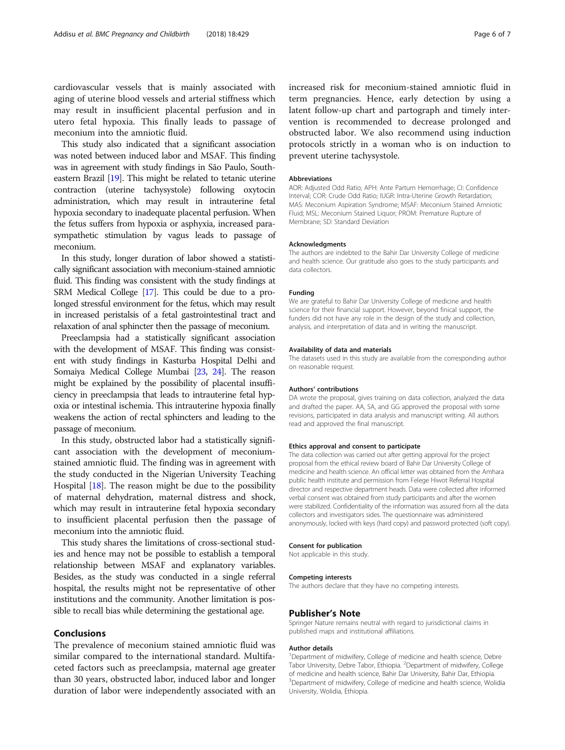cardiovascular vessels that is mainly associated with aging of uterine blood vessels and arterial stiffness which may result in insufficient placental perfusion and in utero fetal hypoxia. This finally leads to passage of meconium into the amniotic fluid.

This study also indicated that a significant association was noted between induced labor and MSAF. This finding was in agreement with study findings in São Paulo, Southeastern Brazil [19]. This might be related to tetanic uterine contraction (uterine tachysystole) following oxytocin administration, which may result in intrauterine fetal hypoxia secondary to inadequate placental perfusion. When the fetus suffers from hypoxia or asphyxia, increased parasympathetic stimulation by vagus leads to passage of meconium.

In this study, longer duration of labor showed a statistically significant association with meconium-stained amniotic fluid. This finding was consistent with the study findings at SRM Medical College [17]. This could be due to a prolonged stressful environment for the fetus, which may result in increased peristalsis of a fetal gastrointestinal tract and relaxation of anal sphincter then the passage of meconium.

Preeclampsia had a statistically significant association with the development of MSAF. This finding was consistent with study findings in Kasturba Hospital Delhi and Somaiya Medical College Mumbai [23, 24]. The reason might be explained by the possibility of placental insufficiency in preeclampsia that leads to intrauterine fetal hypoxia or intestinal ischemia. This intrauterine hypoxia finally weakens the action of rectal sphincters and leading to the passage of meconium.

In this study, obstructed labor had a statistically significant association with the development of meconium-stained amniotic fluid. The finding was in agreement with the study conducted in the Nigerian University Teaching Hospital [18]. The reason might be due to the possibility of maternal dehydration, maternal distress and shock, which may result in intrauterine fetal hypoxia secondary to insufficient placental perfusion then the passage of meconium into the amniotic fluid.

This study shares the limitations of cross-sectional studies and hence may not be possible to establish a temporal relationship between MSAF and explanatory variables. Besides, as the study was conducted in a single referral hospital, the results might not be representative of other institutions and the community. Another limitation is possible to recall bias while determining the gestational age.

## Conclusions

The prevalence of meconium stained amniotic fluid was similar compared to the international standard. Multifaceted factors such as preeclampsia, maternal age greater than 30 years, obstructed labor, induced labor and longer duration of labor were independently associated with an increased risk for meconium-stained amniotic fluid in term pregnancies. Hence, early detection by using a latent follow-up chart and partograph and timely intervention is recommended to decrease prolonged and obstructed labor. We also recommend using induction protocols strictly in a woman who is on induction to prevent uterine tachysystole.

### Abbreviations

AOR: Adjusted Odd Ratio; APH: Ante Partum Hemorrhage; CI: Confidence Interval; COR: Crude Odd Ratio; IUGR: Intra-Uterine Growth Retardation; MAS: Meconium Aspiration Syndrome; MSAF: Meconium Stained Amniotic Fluid; MSL: Meconium Stained Liquor; PROM: Premature Rupture of Membrane; SD: Standard Deviation

### Acknowledgments

The authors are indebted to the Bahir Dar University College of medicine and health science. Our gratitude also goes to the study participants and data collectors.

### Funding

We are grateful to Bahir Dar University College of medicine and health science for their financial support. However, beyond finical support, the funders did not have any role in the design of the study and collection, analysis, and interpretation of data and in writing the manuscript.

### Availability of data and materials

The datasets used in this study are available from the corresponding author on reasonable request.

### Authors' contributions

DA wrote the proposal, gives training on data collection, analyzed the data and drafted the paper. AA, SA, and GG approved the proposal with some revisions, participated in data analysis and manuscript writing. All authors read and approved the final manuscript.

### Ethics approval and consent to participate

The data collection was carried out after getting approval for the project proposal from the ethical review board of Bahir Dar University College of medicine and health science. An official letter was obtained from the Amhara public health institute and permission from Felege Hiwot Referral Hospital director and respective department heads. Data were collected after informed verbal consent was obtained from study participants and after the women were stabilized. Confidentiality of the information was assured from all the data collectors and investigators sides. The questionnaire was administered anonymously, locked with keys (hard copy) and password protected (soft copy).

### Consent for publication

Not applicable in this study.

### Competing interests

The authors declare that they have no competing interests.

## Publisher's Note

Springer Nature remains neutral with regard to jurisdictional claims in published maps and institutional affiliations.

### Author details

[1]Department of midwifery, College of medicine and health science, Debre Tabor University, Debre Tabor, Ethiopia. [2]Department of midwifery, College of medicine and health science, Bahir Dar University, Bahir Dar, Ethiopia. [3]Department of midwifery, College of medicine and health science, Wolidia University, Wolidia, Ethiopia.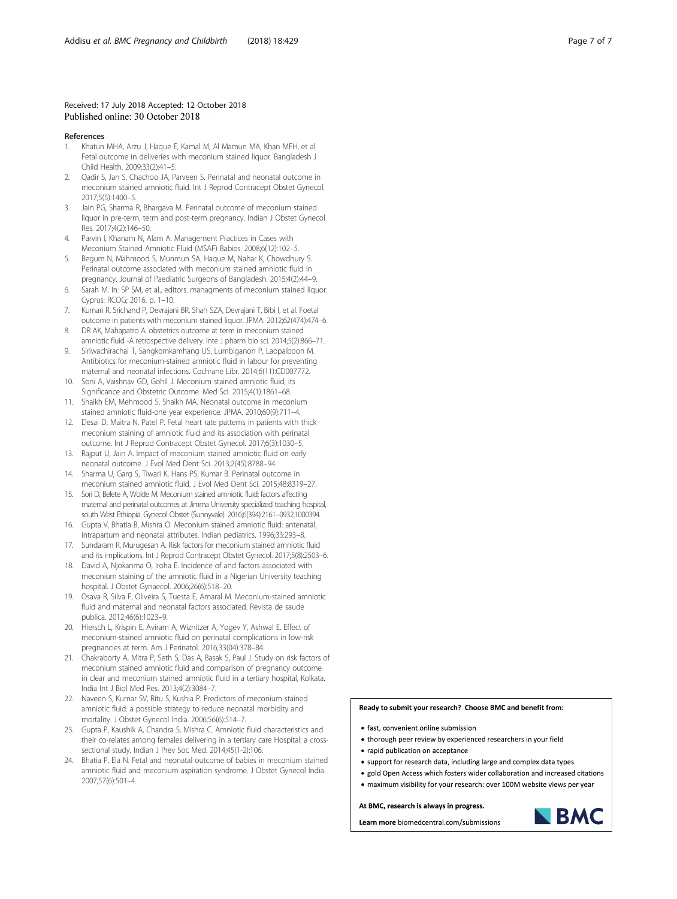Received: 17 July 2018 Accepted: 12 October 2018
Published online: 30 October 2018

## References

1. Khatun MHA, Arzu J, Haque E, Kamal M, Al Mamun MA, Khan MFH, et al. Fetal outcome in deliveries with meconium stained liquor. Bangladesh J Child Health. 2009;33(2):41–5.
2. Qadir S, Jan S, Chachoo JA, Parveen S. Perinatal and neonatal outcome in meconium stained amniotic fluid. Int J Reprod Contracept Obstet Gynecol. 2017;5(5):1400–5.
3. Jain PG, Sharma R, Bhargava M. Perinatal outcome of meconium stained liquor in pre-term, term and post-term pregnancy. Indian J Obstet Gynecol Res. 2017;4(2):146–50.
4. Parvin I, Khanam N, Alam A. Management Practices in Cases with Meconium Stained Amniotic Fluid (MSAF) Babies. 2008;6(12):102–5.
5. Begum N, Mahmood S, Munmun SA, Haque M, Nahar K, Chowdhury S. Perinatal outcome associated with meconium stained amniotic fluid in pregnancy. Journal of Paediatric Surgeons of Bangladesh. 2015;4(2):44–9.
6. Sarah M. In: SP SM, et al., editors. managments of meconium stained liquor. Cyprus: RCOG; 2016. p. 1–10.
7. Kumari R, Srichand P, Devrajani BR, Shah SZA, Devrajani T, Bibi I, et al. Foetal outcome in patients with meconium stained liquor. JPMA. 2012;62(474):474–6.
8. DR AK, Mahapatro A. obstetrics outcome at term in meconium stained amniotic fluid -A retrospective delivery. Inte J pharm bio sci. 2014;5(2):866–71.
9. Siriwachirachai T, Sangkomkamhang US, Lumbiganon P, Laopaiboon M. Antibiotics for meconium-stained amniotic fluid in labour for preventing maternal and neonatal infections. Cochrane Libr. 2014;6(11):CD007772.
10. Soni A, Vaishnav GD, Gohil J. Meconium stained amniotic fluid, its Significance and Obstetric Outcome. Med Sci. 2015;4(1):1861–68.
11. Shaikh EM, Mehmood S, Shaikh MA. Neonatal outcome in meconium stained amniotic fluid-one year experience. JPMA. 2010;60(9):711–4.
12. Desai D, Maitra N, Patel P. Fetal heart rate patterns in patients with thick meconium staining of amniotic fluid and its association with perinatal outcome. Int J Reprod Contracept Obstet Gynecol. 2017;6(3):1030–5.
13. Rajput U, Jain A. Impact of meconium stained amniotic fluid on early neonatal outcome. J Evol Med Dent Sci. 2013;2(45):8788–94.
14. Sharma U, Garg S, Tiwari K, Hans PS, Kumar B. Perinatal outcome in meconium stained amniotic fluid. J Evol Med Dent Sci. 2015;48:8319–27.
15. Sori D, Belete A, Wolde M. Meconium stained amniotic fluid: factors affecting maternal and perinatal outcomes at Jimma University specialized teaching hospital, south West Ethiopia. Gynecol Obstet (Sunnyvale). 2016;6(394):2161–0932.1000394.
16. Gupta V, Bhatia B, Mishra O. Meconium stained amniotic fluid: antenatal, intrapartum and neonatal attributes. Indian pediatrics. 1996;33:293–8.
17. Sundaram R, Murugesan A. Risk factors for meconium stained amniotic fluid and its implications. Int J Reprod Contracept Obstet Gynecol. 2017;5(8):2503–6.
18. David A, Njokanma O, Iroha E. Incidence of and factors associated with meconium staining of the amniotic fluid in a Nigerian University teaching hospital. J Obstet Gynaecol. 2006;26(6):518–20.
19. Osava R, Silva F, Oliveira S, Tuesta E, Amaral M. Meconium-stained amniotic fluid and maternal and neonatal factors associated. Revista de saude publica. 2012;46(6):1023–9.
20. Hiersch L, Krispin E, Aviram A, Wiznitzer A, Yogev Y, Ashwal E. Effect of meconium-stained amniotic fluid on perinatal complications in low-risk pregnancies at term. Am J Perinatol. 2016;33(04):378–84.
21. Chakraborty A, Mitra P, Seth S, Das A, Basak S, Paul J. Study on risk factors of meconium stained amniotic fluid and comparison of pregnancy outcome in clear and meconium stained amniotic fluid in a tertiary hospital, Kolkata. India Int J Biol Med Res. 2013;4(2):3084–7.
22. Naveen S, Kumar SV, Ritu S, Kushia P. Predictors of meconium stained amniotic fluid: a possible strategy to reduce neonatal morbidity and mortality. J Obstet Gynecol India. 2006;56(6):514–7.
23. Gupta P, Kaushik A, Chandra S, Mishra C. Amniotic fluid characteristics and their co-relates among females delivering in a tertiary care Hospital: a cross-sectional study. Indian J Prev Soc Med. 2014;45(1-2):106.
24. Bhatia P, Ela N. Fetal and neonatal outcome of babies in meconium stained amniotic fluid and meconium aspiration syndrome. J Obstet Gynecol India. 2007;57(6):501–4.

**Ready to submit your research? Choose BMC and benefit from:**

- fast, convenient online submission
- thorough peer review by experienced researchers in your field
- rapid publication on acceptance
- support for research data, including large and complex data types
- gold Open Access which fosters wider collaboration and increased citations
- maximum visibility for your research: over 100M website views per year

**At BMC, research is always in progress.**

**Learn more** biomedcentral.com/submissions

BMC